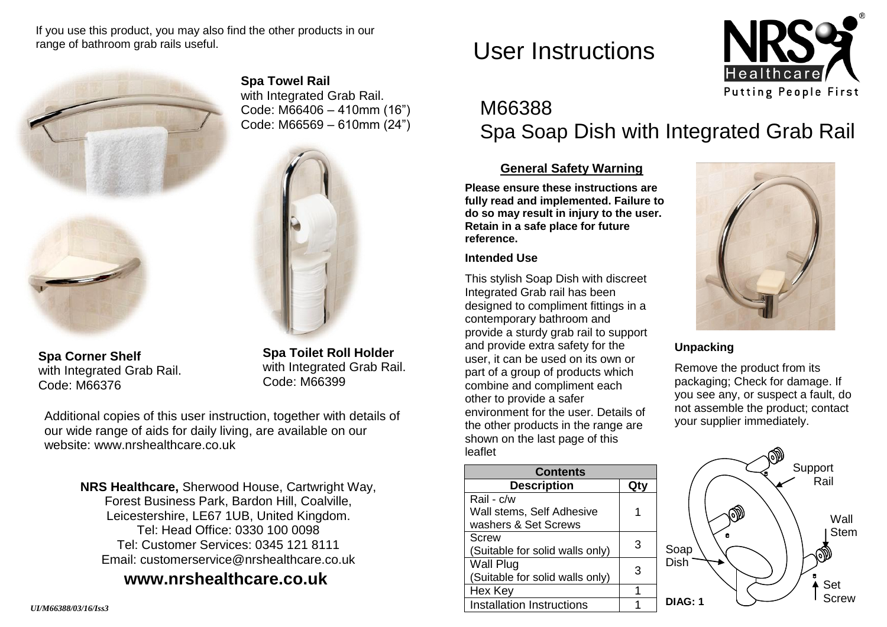If you use this product, you may also find the other products in our range of bathroom grab rails useful.

**Spa Towel Rail**
with Integrated Grab Rail.
Code: M66406 – 410mm (16")
Code: M66569 – 610mm (24")

**Spa Corner Shelf**
with Integrated Grab Rail.
Code: M66376

**Spa Toilet Roll Holder**
with Integrated Grab Rail.
Code: M66399

Additional copies of this user instruction, together with details of our wide range of aids for daily living, are available on our website: www.nrshealthcare.co.uk

**NRS Healthcare,** Sherwood House, Cartwright Way,
Forest Business Park, Bardon Hill, Coalville,
Leicestershire, LE67 1UB, United Kingdom.
Tel: Head Office: 0330 100 0098
Tel: Customer Services: 0345 121 8111
Email: customerservice@nrshealthcare.co.uk

## www.nrshealthcare.co.uk

*UI/M66388/03/16/Iss3*

# User Instructions

NRS Healthcare — Putting People First

## M66388
## Spa Soap Dish with Integrated Grab Rail

### General Safety Warning

**Please ensure these instructions are fully read and implemented. Failure to do so may result in injury to the user. Retain in a safe place for future reference.**

**Intended Use**

This stylish Soap Dish with discreet Integrated Grab rail has been designed to compliment fittings in a contemporary bathroom and provide a sturdy grab rail to support and provide extra safety for the user, it can be used on its own or part of a group of products which combine and compliment each other to provide a safer environment for the user. Details of the other products in the range are shown on the last page of this leaflet

| Contents | |
|---|---|
| **Description** | **Qty** |
| Rail - c/w Wall stems, Self Adhesive washers & Set Screws | 1 |
| Screw (Suitable for solid walls only) | 3 |
| Wall Plug (Suitable for solid walls only) | 3 |
| Hex Key | 1 |
| Installation Instructions | 1 |

**Unpacking**

Remove the product from its packaging; Check for damage. If you see any, or suspect a fault, do not assemble the product; contact your supplier immediately.

Support Rail
Wall Stem
Soap Dish
Set Screw
**DIAG: 1**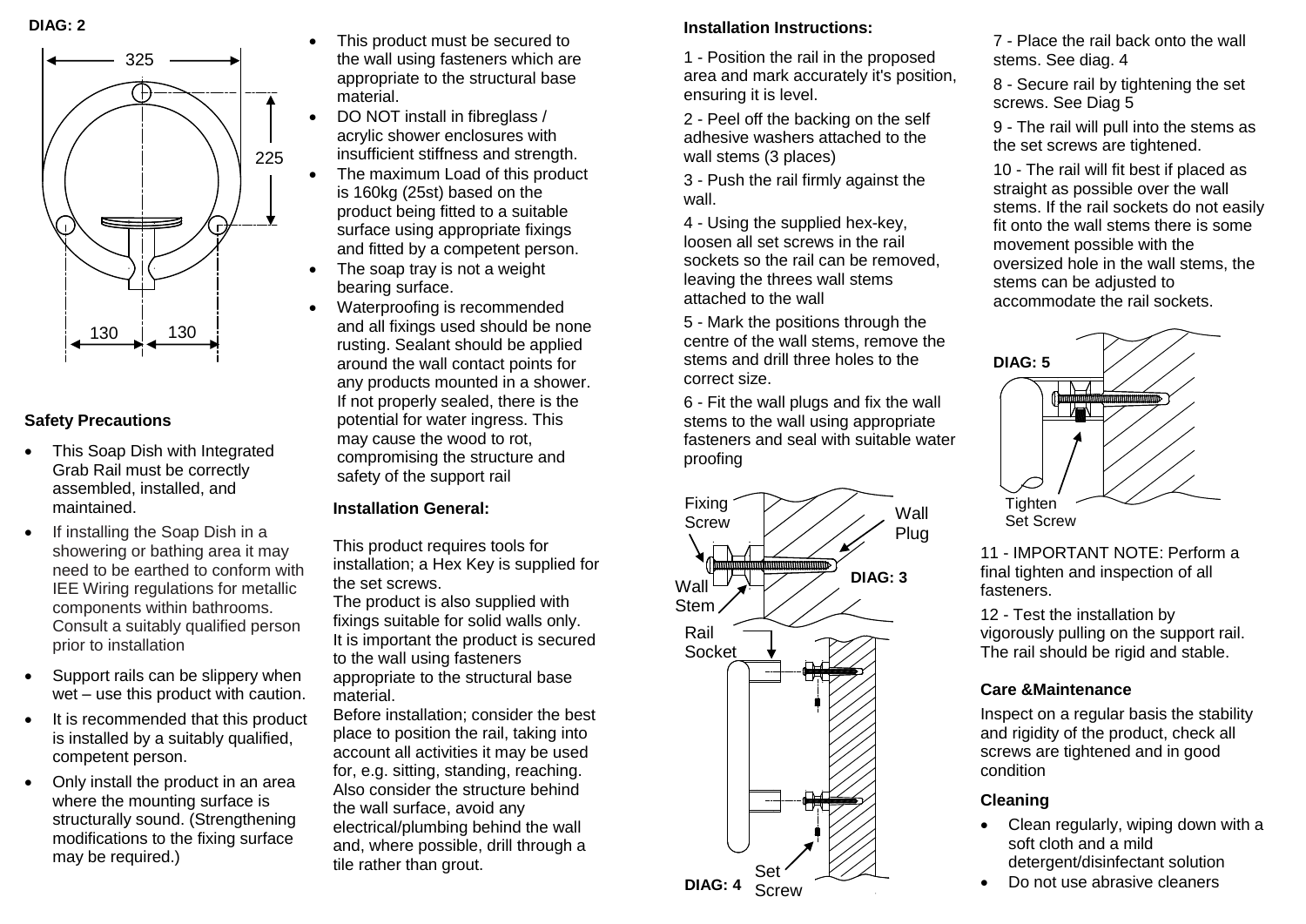**DIAG: 2**

325

225

130 130

### Safety Precautions

- This Soap Dish with Integrated Grab Rail must be correctly assembled, installed, and maintained.
- If installing the Soap Dish in a showering or bathing area it may need to be earthed to conform with IEE Wiring regulations for metallic components within bathrooms. Consult a suitably qualified person prior to installation
- Support rails can be slippery when wet – use this product with caution.
- It is recommended that this product is installed by a suitably qualified, competent person.
- Only install the product in an area where the mounting surface is structurally sound. (Strengthening modifications to the fixing surface may be required.)
- This product must be secured to the wall using fasteners which are appropriate to the structural base material.
- DO NOT install in fibreglass / acrylic shower enclosures with insufficient stiffness and strength.
- The maximum Load of this product is 160kg (25st) based on the product being fitted to a suitable surface using appropriate fixings and fitted by a competent person.
- The soap tray is not a weight bearing surface.
- Waterproofing is recommended and all fixings used should be none rusting. Sealant should be applied around the wall contact points for any products mounted in a shower. If not properly sealed, there is the potential for water ingress. This may cause the wood to rot, compromising the structure and safety of the support rail

### Installation General:

This product requires tools for installation; a Hex Key is supplied for the set screws.
The product is also supplied with fixings suitable for solid walls only.
It is important the product is secured to the wall using fasteners appropriate to the structural base material.
Before installation; consider the best place to position the rail, taking into account all activities it may be used for, e.g. sitting, standing, reaching.
Also consider the structure behind the wall surface, avoid any electrical/plumbing behind the wall and, where possible, drill through a tile rather than grout.

### Installation Instructions:

1 - Position the rail in the proposed area and mark accurately it's position, ensuring it is level.

2 - Peel off the backing on the self adhesive washers attached to the wall stems (3 places)

3 - Push the rail firmly against the wall.

4 - Using the supplied hex-key, loosen all set screws in the rail sockets so the rail can be removed, leaving the threes wall stems attached to the wall

5 - Mark the positions through the centre of the wall stems, remove the stems and drill three holes to the correct size.

6 - Fit the wall plugs and fix the wall stems to the wall using appropriate fasteners and seal with suitable water proofing

Fixing Screw

Wall Plug

Wall Stem

DIAG: 3

Rail Socket

Set Screw

DIAG: 4

7 - Place the rail back onto the wall stems. See diag. 4

8 - Secure rail by tightening the set screws. See Diag 5

9 - The rail will pull into the stems as the set screws are tightened.

10 - The rail will fit best if placed as straight as possible over the wall stems. If the rail sockets do not easily fit onto the wall stems there is some movement possible with the oversized hole in the wall stems, the stems can be adjusted to accommodate the rail sockets.

DIAG: 5

Tighten Set Screw

11 - IMPORTANT NOTE: Perform a final tighten and inspection of all fasteners.

12 - Test the installation by vigorously pulling on the support rail. The rail should be rigid and stable.

### Care &Maintenance

Inspect on a regular basis the stability and rigidity of the product, check all screws are tightened and in good condition

### Cleaning

- Clean regularly, wiping down with a soft cloth and a mild detergent/disinfectant solution
- Do not use abrasive cleaners